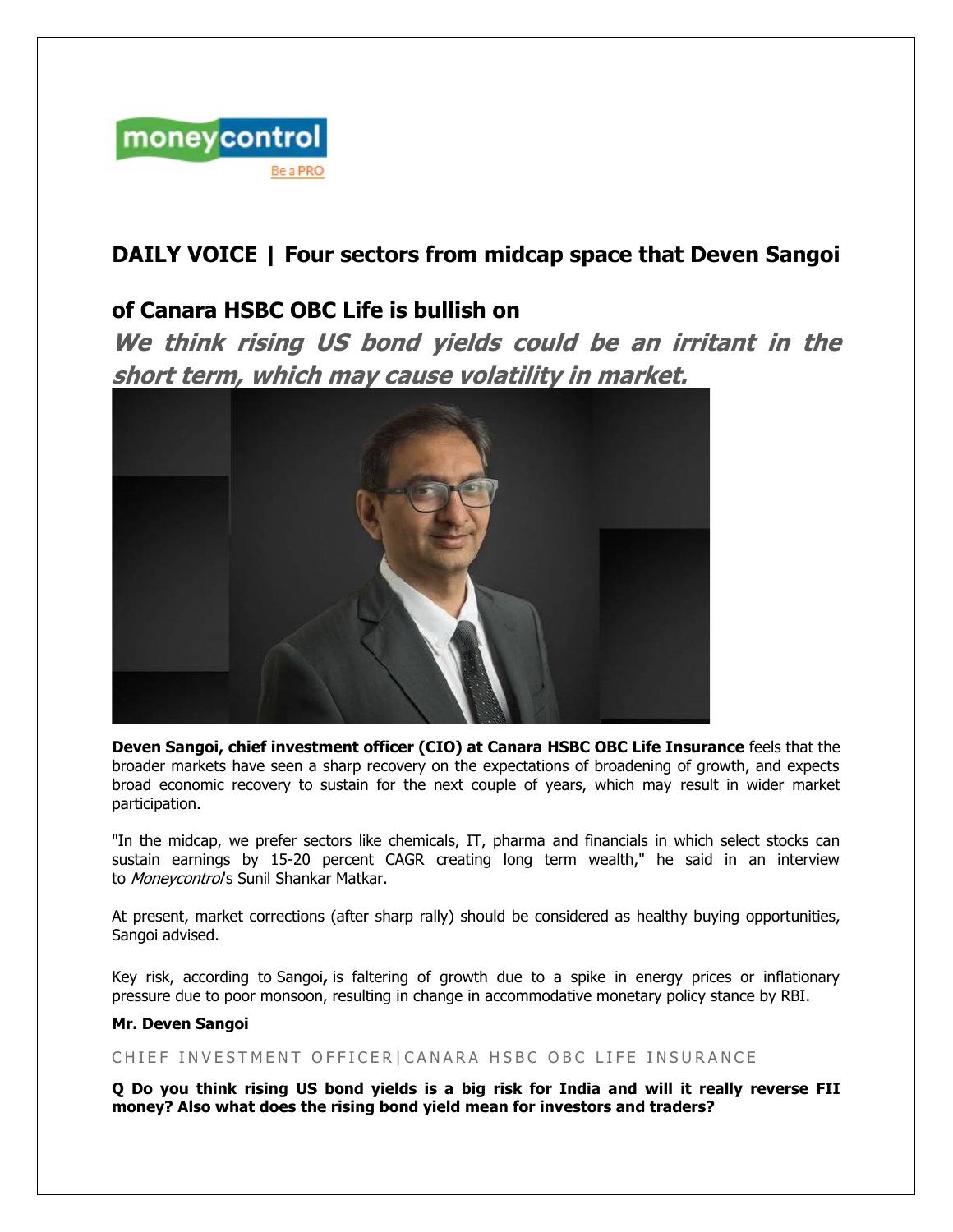moneycontrol
Be a PRO

# DAILY VOICE | Four sectors from midcap space that Deven Sangoi of Canara HSBC OBC Life is bullish on

***We think rising US bond yields could be an irritant in the short term, which may cause volatility in market.***

**Deven Sangoi, chief investment officer (CIO) at Canara HSBC OBC Life Insurance** feels that the broader markets have seen a sharp recovery on the expectations of broadening of growth, and expects broad economic recovery to sustain for the next couple of years, which may result in wider market participation.

"In the midcap, we prefer sectors like chemicals, IT, pharma and financials in which select stocks can sustain earnings by 15-20 percent CAGR creating long term wealth," he said in an interview to *Moneycontrol*'s Sunil Shankar Matkar.

At present, market corrections (after sharp rally) should be considered as healthy buying opportunities, Sangoi advised.

Key risk, according to Sangoi**,** is faltering of growth due to a spike in energy prices or inflationary pressure due to poor monsoon, resulting in change in accommodative monetary policy stance by RBI.

**Mr. Deven Sangoi**

CHIEF INVESTMENT OFFICER|CANARA HSBC OBC LIFE INSURANCE

**Q Do you think rising US bond yields is a big risk for India and will it really reverse FII money? Also what does the rising bond yield mean for investors and traders?**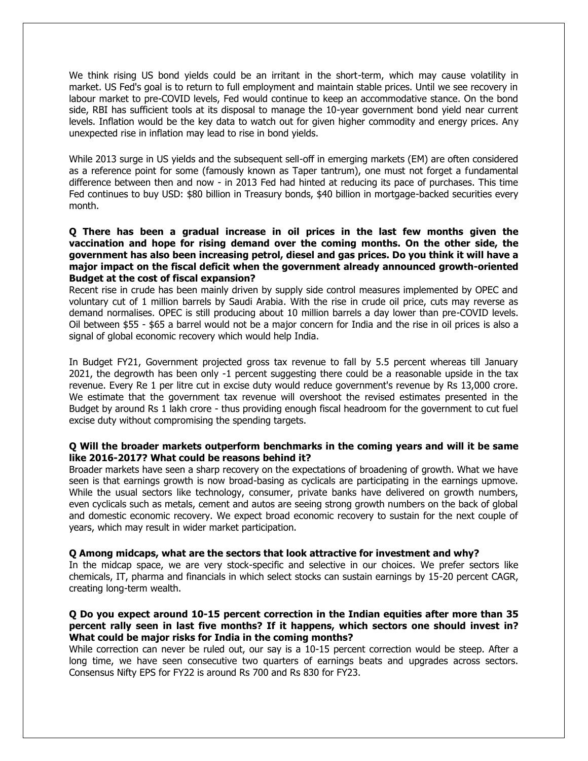We think rising US bond yields could be an irritant in the short-term, which may cause volatility in market. US Fed's goal is to return to full employment and maintain stable prices. Until we see recovery in labour market to pre-COVID levels, Fed would continue to keep an accommodative stance. On the bond side, RBI has sufficient tools at its disposal to manage the 10-year government bond yield near current levels. Inflation would be the key data to watch out for given higher commodity and energy prices. Any unexpected rise in inflation may lead to rise in bond yields.

While 2013 surge in US yields and the subsequent sell-off in emerging markets (EM) are often considered as a reference point for some (famously known as Taper tantrum), one must not forget a fundamental difference between then and now - in 2013 Fed had hinted at reducing its pace of purchases. This time Fed continues to buy USD: $80 billion in Treasury bonds, $40 billion in mortgage-backed securities every month.

**Q There has been a gradual increase in oil prices in the last few months given the vaccination and hope for rising demand over the coming months. On the other side, the government has also been increasing petrol, diesel and gas prices. Do you think it will have a major impact on the fiscal deficit when the government already announced growth-oriented Budget at the cost of fiscal expansion?**

Recent rise in crude has been mainly driven by supply side control measures implemented by OPEC and voluntary cut of 1 million barrels by Saudi Arabia. With the rise in crude oil price, cuts may reverse as demand normalises. OPEC is still producing about 10 million barrels a day lower than pre-COVID levels. Oil between $55 - $65 a barrel would not be a major concern for India and the rise in oil prices is also a signal of global economic recovery which would help India.

In Budget FY21, Government projected gross tax revenue to fall by 5.5 percent whereas till January 2021, the degrowth has been only -1 percent suggesting there could be a reasonable upside in the tax revenue. Every Re 1 per litre cut in excise duty would reduce government's revenue by Rs 13,000 crore. We estimate that the government tax revenue will overshoot the revised estimates presented in the Budget by around Rs 1 lakh crore - thus providing enough fiscal headroom for the government to cut fuel excise duty without compromising the spending targets.

**Q Will the broader markets outperform benchmarks in the coming years and will it be same like 2016-2017? What could be reasons behind it?**

Broader markets have seen a sharp recovery on the expectations of broadening of growth. What we have seen is that earnings growth is now broad-basing as cyclicals are participating in the earnings upmove. While the usual sectors like technology, consumer, private banks have delivered on growth numbers, even cyclicals such as metals, cement and autos are seeing strong growth numbers on the back of global and domestic economic recovery. We expect broad economic recovery to sustain for the next couple of years, which may result in wider market participation.

**Q Among midcaps, what are the sectors that look attractive for investment and why?**

In the midcap space, we are very stock-specific and selective in our choices. We prefer sectors like chemicals, IT, pharma and financials in which select stocks can sustain earnings by 15-20 percent CAGR, creating long-term wealth.

**Q Do you expect around 10-15 percent correction in the Indian equities after more than 35 percent rally seen in last five months? If it happens, which sectors one should invest in? What could be major risks for India in the coming months?**

While correction can never be ruled out, our say is a 10-15 percent correction would be steep. After a long time, we have seen consecutive two quarters of earnings beats and upgrades across sectors. Consensus Nifty EPS for FY22 is around Rs 700 and Rs 830 for FY23.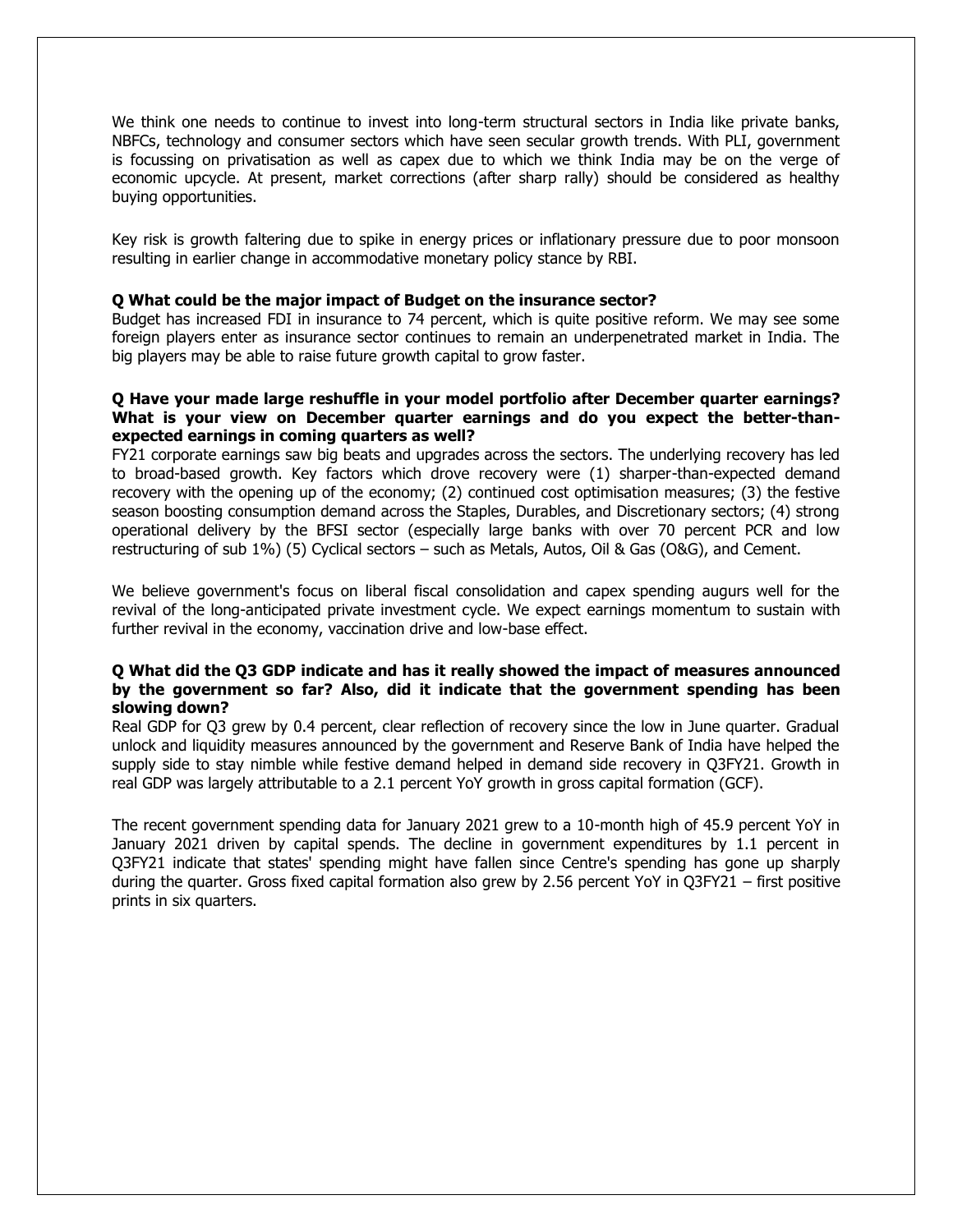We think one needs to continue to invest into long-term structural sectors in India like private banks, NBFCs, technology and consumer sectors which have seen secular growth trends. With PLI, government is focussing on privatisation as well as capex due to which we think India may be on the verge of economic upcycle. At present, market corrections (after sharp rally) should be considered as healthy buying opportunities.

Key risk is growth faltering due to spike in energy prices or inflationary pressure due to poor monsoon resulting in earlier change in accommodative monetary policy stance by RBI.

**Q What could be the major impact of Budget on the insurance sector?**

Budget has increased FDI in insurance to 74 percent, which is quite positive reform. We may see some foreign players enter as insurance sector continues to remain an underpenetrated market in India. The big players may be able to raise future growth capital to grow faster.

**Q Have your made large reshuffle in your model portfolio after December quarter earnings? What is your view on December quarter earnings and do you expect the better-than-expected earnings in coming quarters as well?**

FY21 corporate earnings saw big beats and upgrades across the sectors. The underlying recovery has led to broad-based growth. Key factors which drove recovery were (1) sharper-than-expected demand recovery with the opening up of the economy; (2) continued cost optimisation measures; (3) the festive season boosting consumption demand across the Staples, Durables, and Discretionary sectors; (4) strong operational delivery by the BFSI sector (especially large banks with over 70 percent PCR and low restructuring of sub 1%) (5) Cyclical sectors – such as Metals, Autos, Oil & Gas (O&G), and Cement.

We believe government's focus on liberal fiscal consolidation and capex spending augurs well for the revival of the long-anticipated private investment cycle. We expect earnings momentum to sustain with further revival in the economy, vaccination drive and low-base effect.

**Q What did the Q3 GDP indicate and has it really showed the impact of measures announced by the government so far? Also, did it indicate that the government spending has been slowing down?**

Real GDP for Q3 grew by 0.4 percent, clear reflection of recovery since the low in June quarter. Gradual unlock and liquidity measures announced by the government and Reserve Bank of India have helped the supply side to stay nimble while festive demand helped in demand side recovery in Q3FY21. Growth in real GDP was largely attributable to a 2.1 percent YoY growth in gross capital formation (GCF).

The recent government spending data for January 2021 grew to a 10-month high of 45.9 percent YoY in January 2021 driven by capital spends. The decline in government expenditures by 1.1 percent in Q3FY21 indicate that states' spending might have fallen since Centre's spending has gone up sharply during the quarter. Gross fixed capital formation also grew by 2.56 percent YoY in Q3FY21 – first positive prints in six quarters.